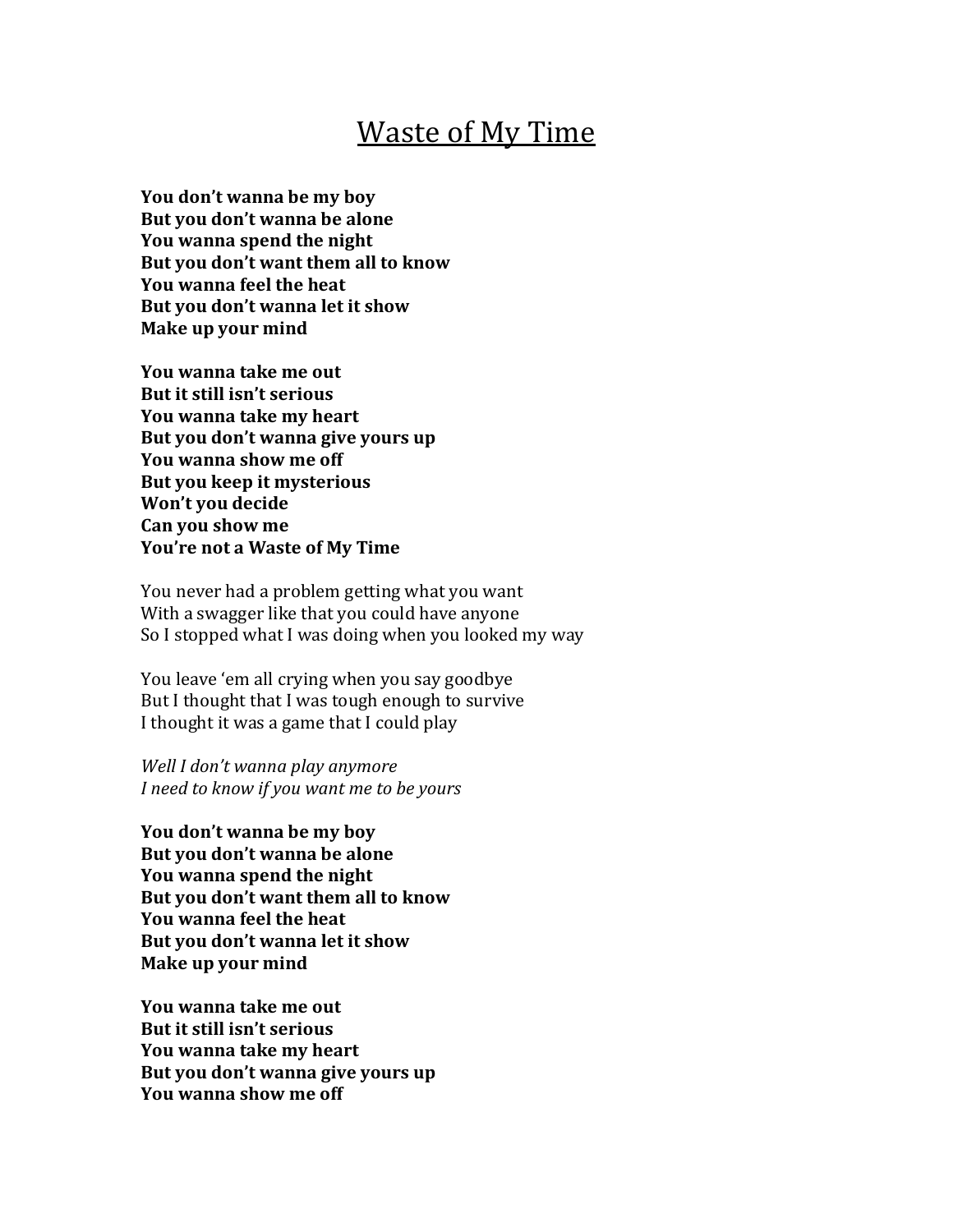# Waste of My Time

**You don't wanna be my boy**
**But you don't wanna be alone**
**You wanna spend the night**
**But you don't want them all to know**
**You wanna feel the heat**
**But you don't wanna let it show**
**Make up your mind**

**You wanna take me out**
**But it still isn't serious**
**You wanna take my heart**
**But you don't wanna give yours up**
**You wanna show me off**
**But you keep it mysterious**
**Won't you decide**
**Can you show me**
**You're not a Waste of My Time**

You never had a problem getting what you want
With a swagger like that you could have anyone
So I stopped what I was doing when you looked my way

You leave 'em all crying when you say goodbye
But I thought that I was tough enough to survive
I thought it was a game that I could play

*Well I don't wanna play anymore*
*I need to know if you want me to be yours*

**You don't wanna be my boy**
**But you don't wanna be alone**
**You wanna spend the night**
**But you don't want them all to know**
**You wanna feel the heat**
**But you don't wanna let it show**
**Make up your mind**

**You wanna take me out**
**But it still isn't serious**
**You wanna take my heart**
**But you don't wanna give yours up**
**You wanna show me off**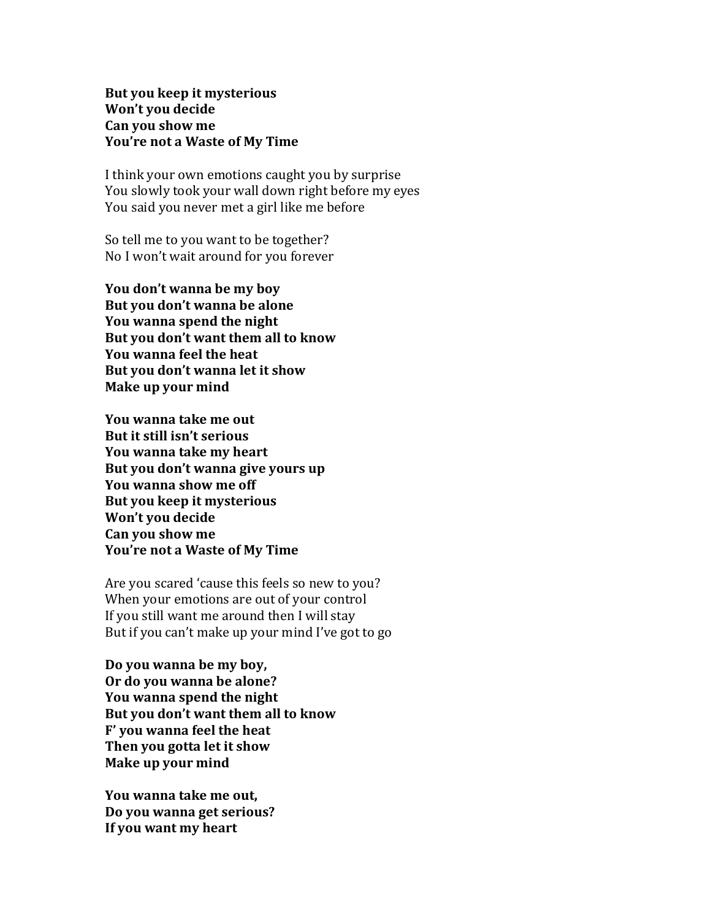**But you keep it mysterious**
**Won't you decide**
**Can you show me**
**You're not a Waste of My Time**

I think your own emotions caught you by surprise
You slowly took your wall down right before my eyes
You said you never met a girl like me before

So tell me to you want to be together?
No I won't wait around for you forever

**You don't wanna be my boy**
**But you don't wanna be alone**
**You wanna spend the night**
**But you don't want them all to know**
**You wanna feel the heat**
**But you don't wanna let it show**
**Make up your mind**

**You wanna take me out**
**But it still isn't serious**
**You wanna take my heart**
**But you don't wanna give yours up**
**You wanna show me off**
**But you keep it mysterious**
**Won't you decide**
**Can you show me**
**You're not a Waste of My Time**

Are you scared 'cause this feels so new to you?
When your emotions are out of your control
If you still want me around then I will stay
But if you can't make up your mind I've got to go

**Do you wanna be my boy,**
**Or do you wanna be alone?**
**You wanna spend the night**
**But you don't want them all to know**
**F' you wanna feel the heat**
**Then you gotta let it show**
**Make up your mind**

**You wanna take me out,**
**Do you wanna get serious?**
**If you want my heart**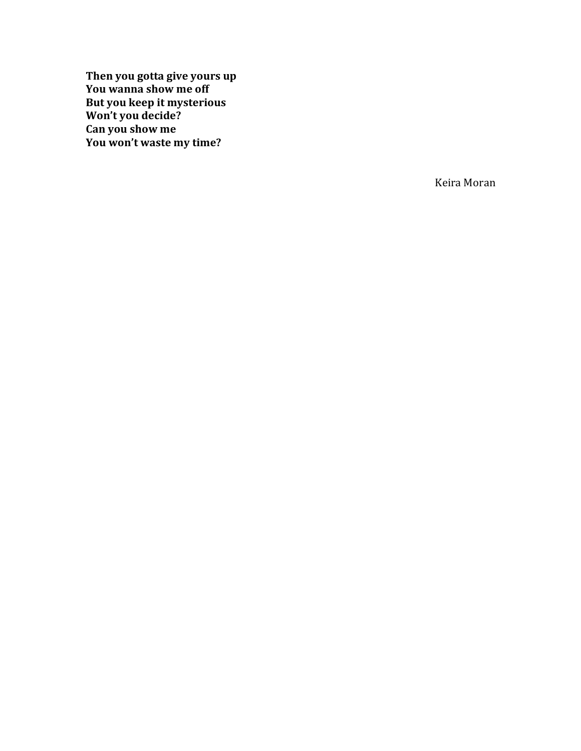**Then you gotta give yours up**
**You wanna show me off**
**But you keep it mysterious**
**Won't you decide?**
**Can you show me**
**You won't waste my time?**

Keira Moran